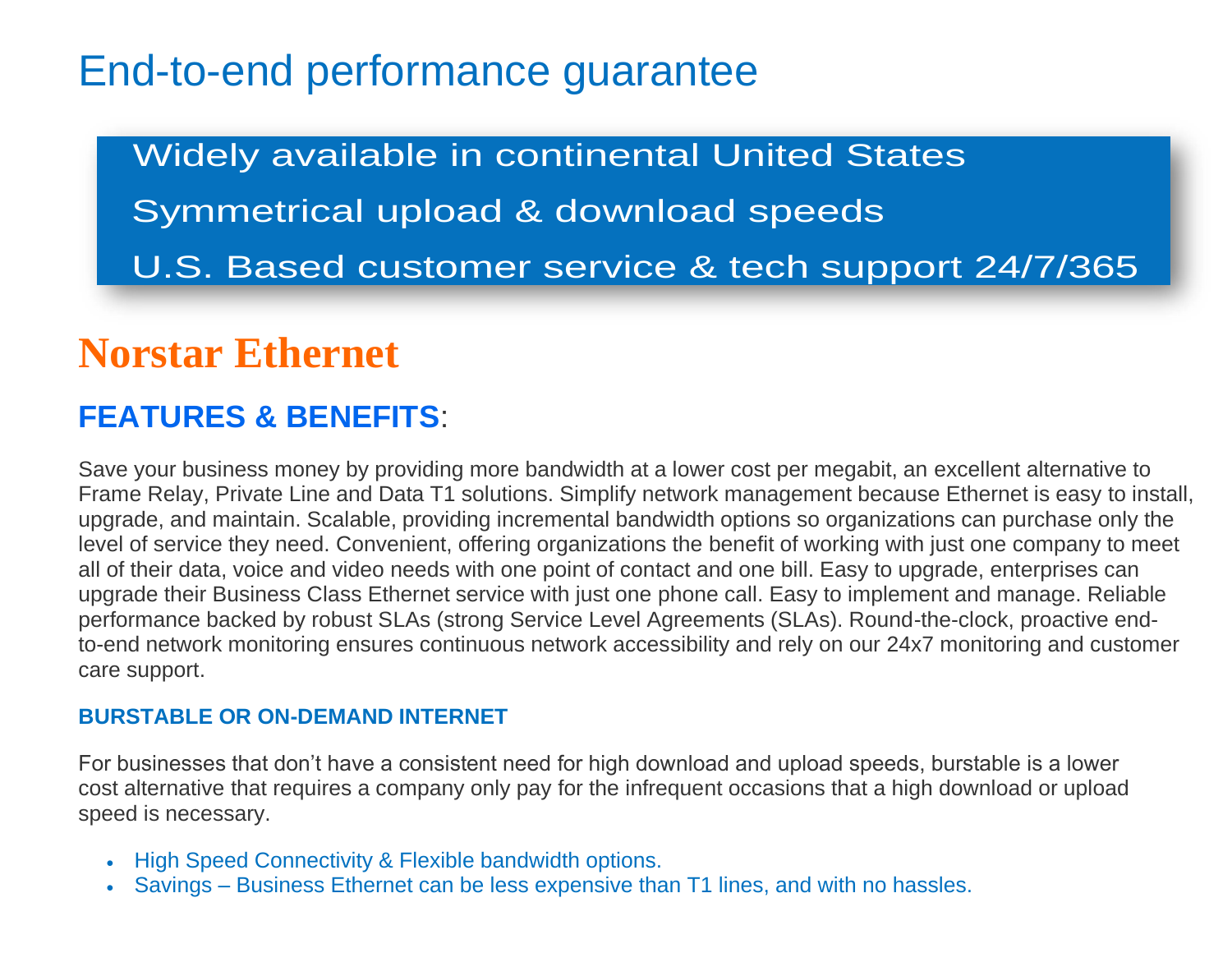# End-to-end performance guarantee

Widely available in continental United States

Symmetrical upload & download speeds

U.S. Based customer service & tech support 24/7/365

# Norstar Ethernet

## FEATURES & BENEFITS:

Save your business money by providing more bandwidth at a lower cost per megabit, an excellent alternative to Frame Relay, Private Line and Data T1 solutions. Simplify network management because Ethernet is easy to install, upgrade, and maintain. Scalable, providing incremental bandwidth options so organizations can purchase only the level of service they need. Convenient, offering organizations the benefit of working with just one company to meet all of their data, voice and video needs with one point of contact and one bill. Easy to upgrade, enterprises can upgrade their Business Class Ethernet service with just one phone call. Easy to implement and manage. Reliable performance backed by robust SLAs (strong Service Level Agreements (SLAs). Round-the-clock, proactive end-to-end network monitoring ensures continuous network accessibility and rely on our 24x7 monitoring and customer care support.

### BURSTABLE OR ON-DEMAND INTERNET

For businesses that don't have a consistent need for high download and upload speeds, burstable is a lower cost alternative that requires a company only pay for the infrequent occasions that a high download or upload speed is necessary.

- High Speed Connectivity & Flexible bandwidth options.
- Savings – Business Ethernet can be less expensive than T1 lines, and with no hassles.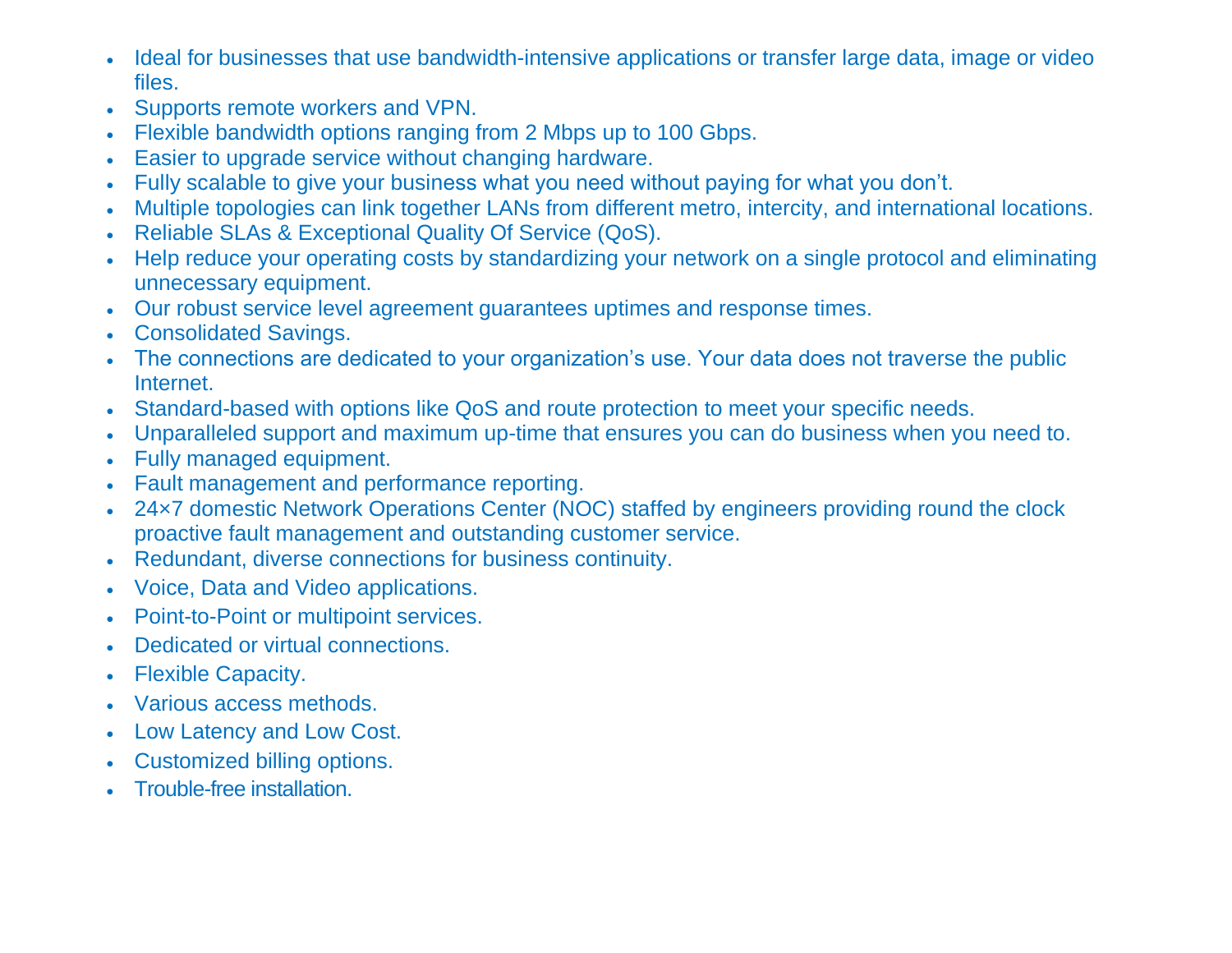- Ideal for businesses that use bandwidth-intensive applications or transfer large data, image or video files.
- Supports remote workers and VPN.
- Flexible bandwidth options ranging from 2 Mbps up to 100 Gbps.
- Easier to upgrade service without changing hardware.
- Fully scalable to give your business what you need without paying for what you don't.
- Multiple topologies can link together LANs from different metro, intercity, and international locations.
- Reliable SLAs & Exceptional Quality Of Service (QoS).
- Help reduce your operating costs by standardizing your network on a single protocol and eliminating unnecessary equipment.
- Our robust service level agreement guarantees uptimes and response times.
- Consolidated Savings.
- The connections are dedicated to your organization's use. Your data does not traverse the public Internet.
- Standard-based with options like QoS and route protection to meet your specific needs.
- Unparalleled support and maximum up-time that ensures you can do business when you need to.
- Fully managed equipment.
- Fault management and performance reporting.
- 24×7 domestic Network Operations Center (NOC) staffed by engineers providing round the clock proactive fault management and outstanding customer service.
- Redundant, diverse connections for business continuity.
- Voice, Data and Video applications.
- Point-to-Point or multipoint services.
- Dedicated or virtual connections.
- Flexible Capacity.
- Various access methods.
- Low Latency and Low Cost.
- Customized billing options.
- Trouble-free installation.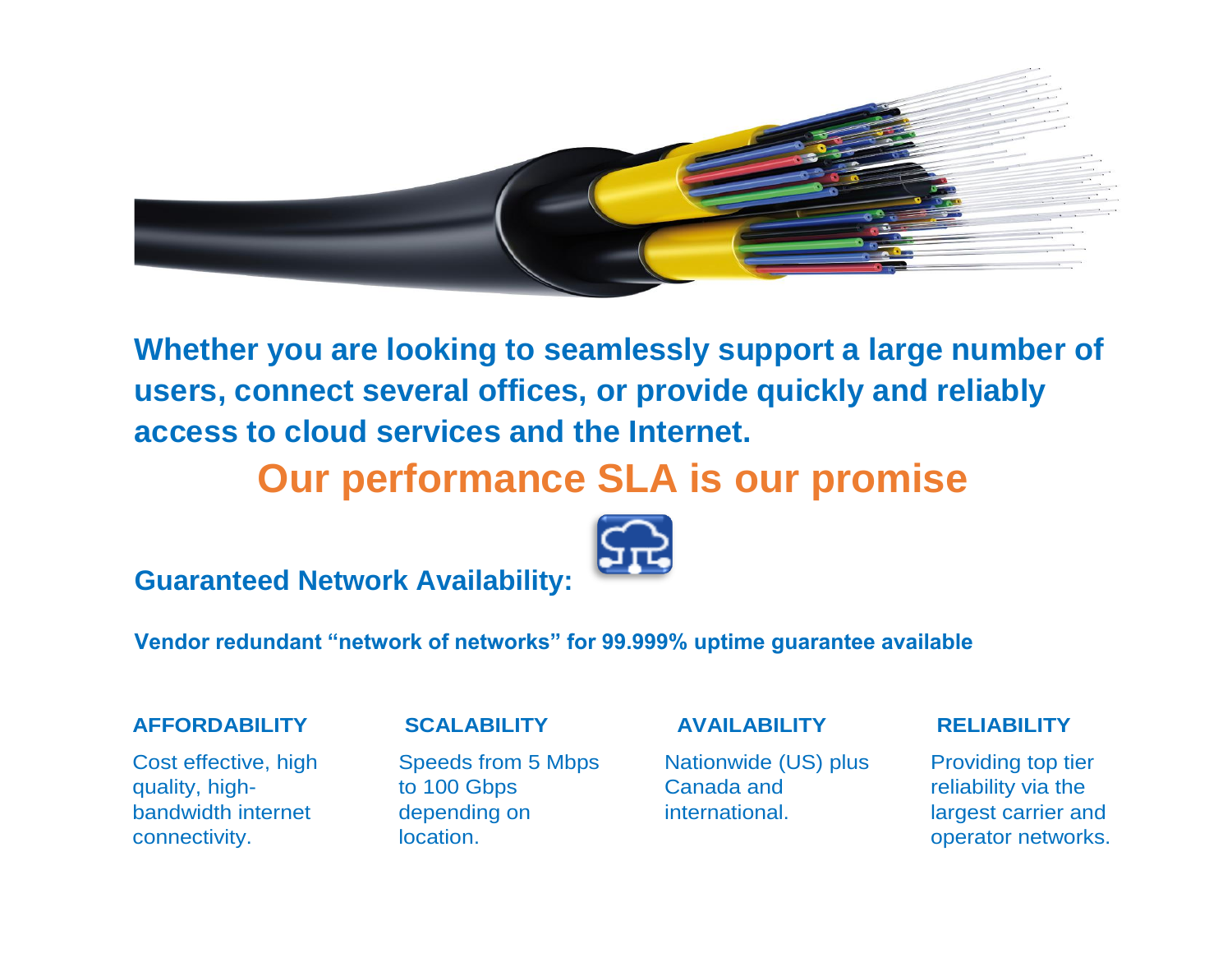**Whether you are looking to seamlessly support a large number of users, connect several offices, or provide quickly and reliably access to cloud services and the Internet.**

## Our performance SLA is our promise

### Guaranteed Network Availability:

**Vendor redundant "network of networks" for 99.999% uptime guarantee available**

#### AFFORDABILITY

Cost effective, high quality, high-bandwidth internet connectivity.

#### SCALABILITY

Speeds from 5 Mbps to 100 Gbps depending on location.

#### AVAILABILITY

Nationwide (US) plus Canada and international.

#### RELIABILITY

Providing top tier reliability via the largest carrier and operator networks.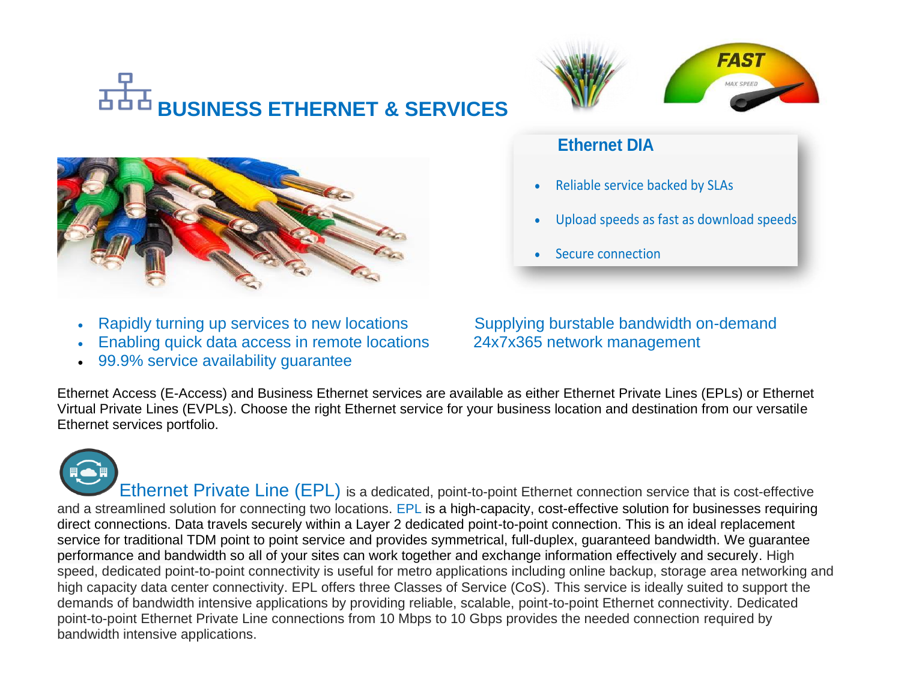# BUSINESS ETHERNET & SERVICES

### Ethernet DIA

- Reliable service backed by SLAs
- Upload speeds as fast as download speeds
- Secure connection

- Rapidly turning up services to new locations
- Enabling quick data access in remote locations
- 99.9% service availability guarantee
- Supplying burstable bandwidth on-demand
- 24x7x365 network management

Ethernet Access (E-Access) and Business Ethernet services are available as either Ethernet Private Lines (EPLs) or Ethernet Virtual Private Lines (EVPLs). Choose the right Ethernet service for your business location and destination from our versatile Ethernet services portfolio.

**Ethernet Private Line (EPL)** is a dedicated, point-to-point Ethernet connection service that is cost-effective and a streamlined solution for connecting two locations. EPL is a high-capacity, cost-effective solution for businesses requiring direct connections. Data travels securely within a Layer 2 dedicated point-to-point connection. This is an ideal replacement service for traditional TDM point to point service and provides symmetrical, full-duplex, guaranteed bandwidth. We guarantee performance and bandwidth so all of your sites can work together and exchange information effectively and securely. High speed, dedicated point-to-point connectivity is useful for metro applications including online backup, storage area networking and high capacity data center connectivity. EPL offers three Classes of Service (CoS). This service is ideally suited to support the demands of bandwidth intensive applications by providing reliable, scalable, point-to-point Ethernet connectivity. Dedicated point-to-point Ethernet Private Line connections from 10 Mbps to 10 Gbps provides the needed connection required by bandwidth intensive applications.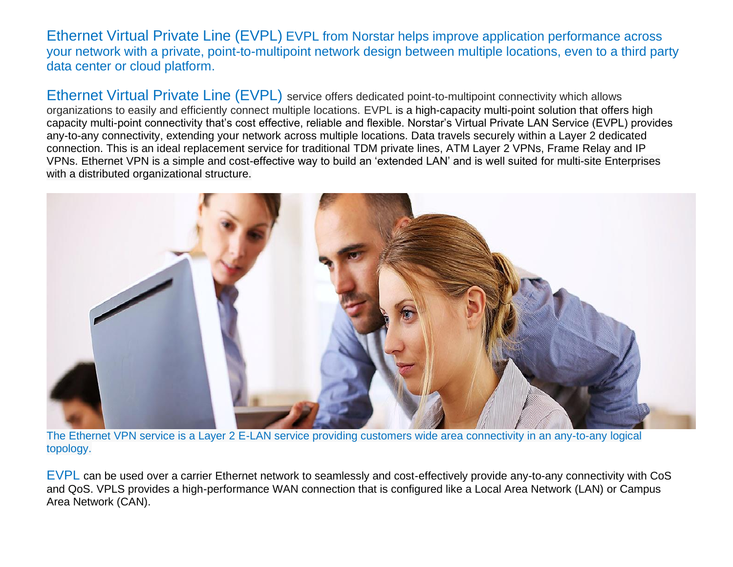Ethernet Virtual Private Line (EVPL) EVPL from Norstar helps improve application performance across your network with a private, point-to-multipoint network design between multiple locations, even to a third party data center or cloud platform.

Ethernet Virtual Private Line (EVPL) service offers dedicated point-to-multipoint connectivity which allows organizations to easily and efficiently connect multiple locations. EVPL is a high-capacity multi-point solution that offers high capacity multi-point connectivity that's cost effective, reliable and flexible. Norstar's Virtual Private LAN Service (EVPL) provides any-to-any connectivity, extending your network across multiple locations. Data travels securely within a Layer 2 dedicated connection. This is an ideal replacement service for traditional TDM private lines, ATM Layer 2 VPNs, Frame Relay and IP VPNs. Ethernet VPN is a simple and cost-effective way to build an 'extended LAN' and is well suited for multi-site Enterprises with a distributed organizational structure.

The Ethernet VPN service is a Layer 2 E-LAN service providing customers wide area connectivity in an any-to-any logical topology.

EVPL can be used over a carrier Ethernet network to seamlessly and cost-effectively provide any-to-any connectivity with CoS and QoS. VPLS provides a high-performance WAN connection that is configured like a Local Area Network (LAN) or Campus Area Network (CAN).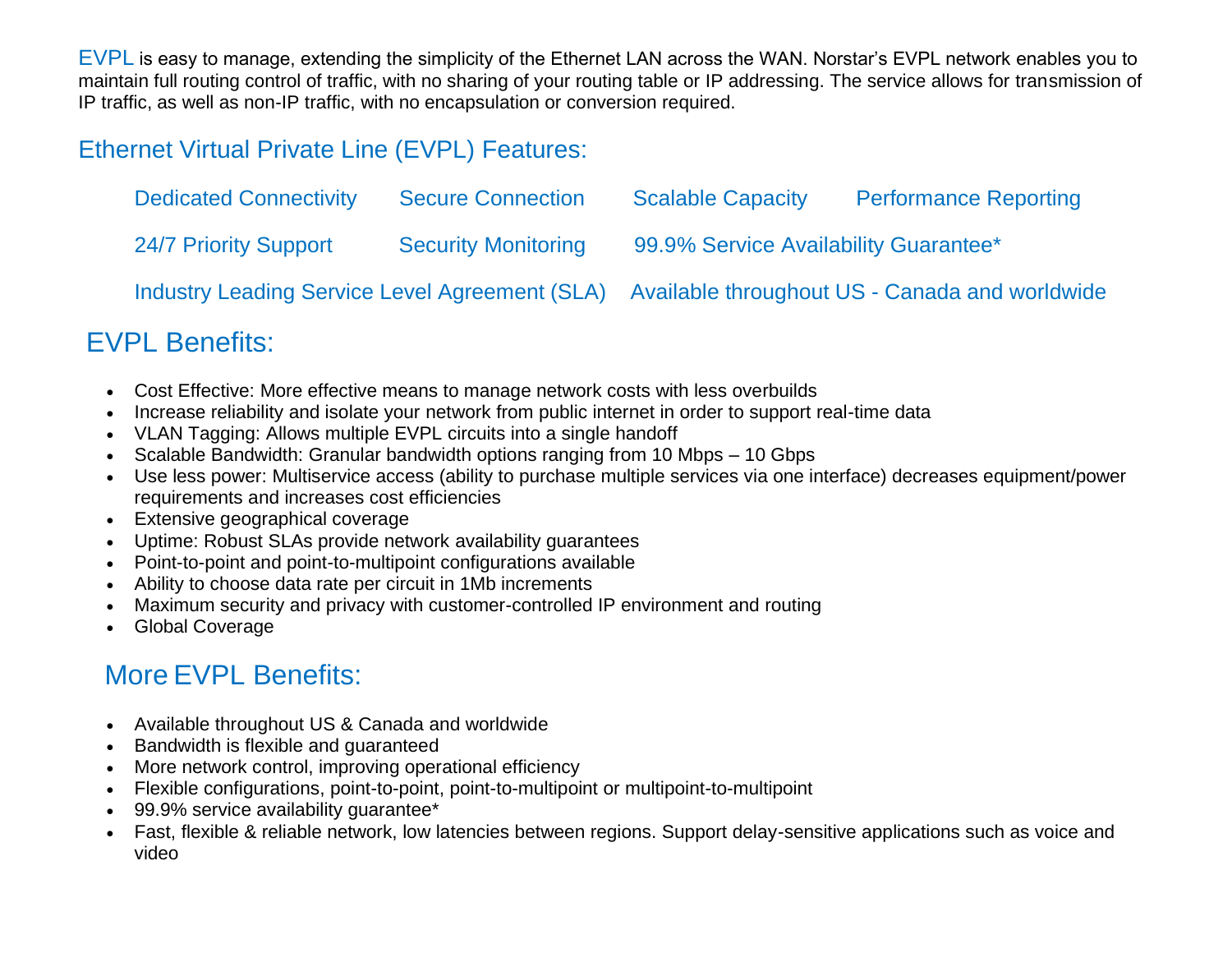EVPL is easy to manage, extending the simplicity of the Ethernet LAN across the WAN. Norstar's EVPL network enables you to maintain full routing control of traffic, with no sharing of your routing table or IP addressing. The service allows for transmission of IP traffic, as well as non-IP traffic, with no encapsulation or conversion required.

## Ethernet Virtual Private Line (EVPL) Features:

Dedicated Connectivity    Secure Connection    Scalable Capacity    Performance Reporting

24/7 Priority Support    Security Monitoring    99.9% Service Availability Guarantee*

Industry Leading Service Level Agreement (SLA)    Available throughout US - Canada and worldwide

## EVPL Benefits:

- Cost Effective: More effective means to manage network costs with less overbuilds
- Increase reliability and isolate your network from public internet in order to support real-time data
- VLAN Tagging: Allows multiple EVPL circuits into a single handoff
- Scalable Bandwidth: Granular bandwidth options ranging from 10 Mbps – 10 Gbps
- Use less power: Multiservice access (ability to purchase multiple services via one interface) decreases equipment/power requirements and increases cost efficiencies
- Extensive geographical coverage
- Uptime: Robust SLAs provide network availability guarantees
- Point-to-point and point-to-multipoint configurations available
- Ability to choose data rate per circuit in 1Mb increments
- Maximum security and privacy with customer-controlled IP environment and routing
- Global Coverage

## More EVPL Benefits:

- Available throughout US & Canada and worldwide
- Bandwidth is flexible and guaranteed
- More network control, improving operational efficiency
- Flexible configurations, point-to-point, point-to-multipoint or multipoint-to-multipoint
- 99.9% service availability guarantee*
- Fast, flexible & reliable network, low latencies between regions. Support delay-sensitive applications such as voice and video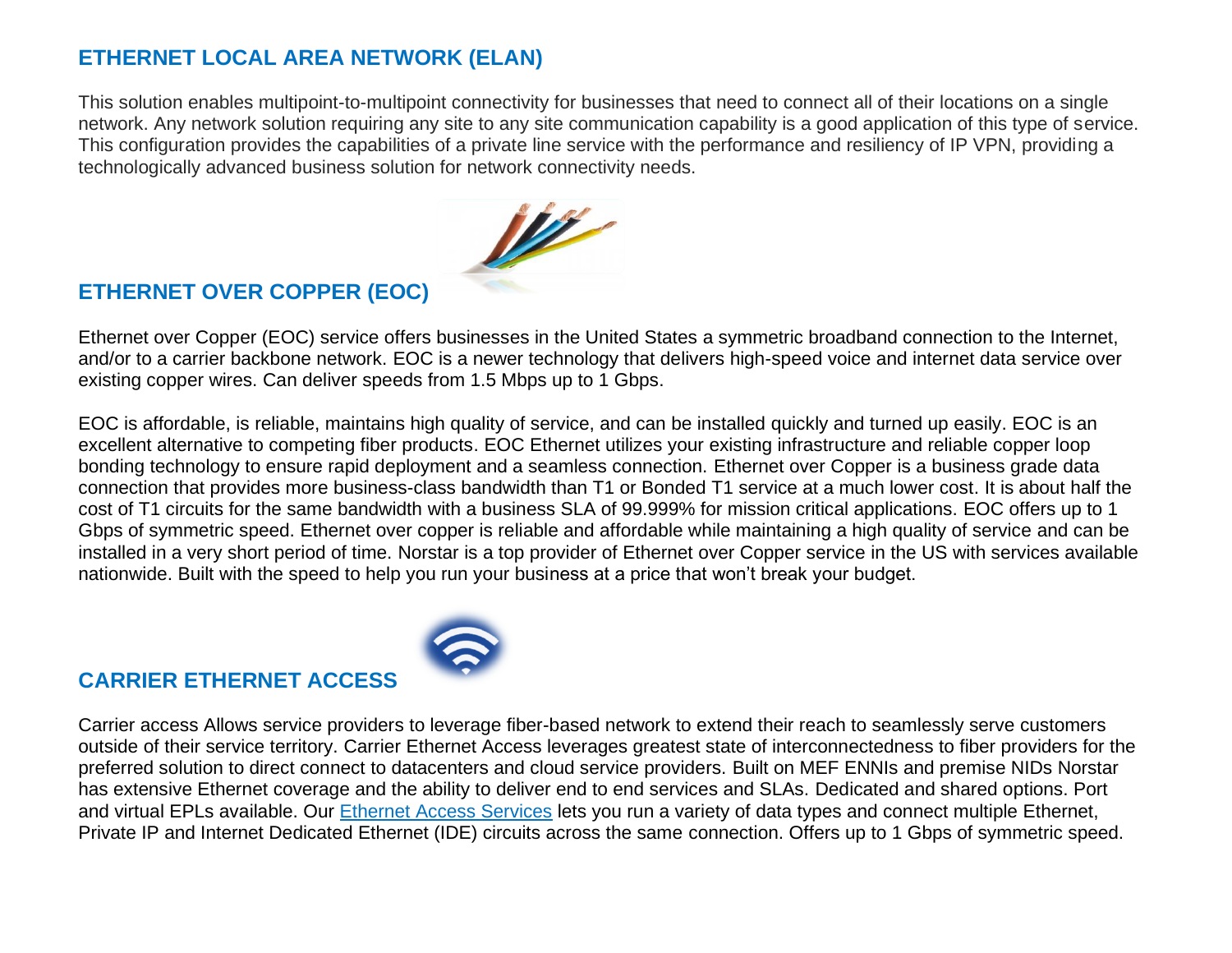## ETHERNET LOCAL AREA NETWORK (ELAN)

This solution enables multipoint-to-multipoint connectivity for businesses that need to connect all of their locations on a single network. Any network solution requiring any site to any site communication capability is a good application of this type of service. This configuration provides the capabilities of a private line service with the performance and resiliency of IP VPN, providing a technologically advanced business solution for network connectivity needs.

## ETHERNET OVER COPPER (EOC)

Ethernet over Copper (EOC) service offers businesses in the United States a symmetric broadband connection to the Internet, and/or to a carrier backbone network. EOC is a newer technology that delivers high-speed voice and internet data service over existing copper wires. Can deliver speeds from 1.5 Mbps up to 1 Gbps.

EOC is affordable, is reliable, maintains high quality of service, and can be installed quickly and turned up easily. EOC is an excellent alternative to competing fiber products. EOC Ethernet utilizes your existing infrastructure and reliable copper loop bonding technology to ensure rapid deployment and a seamless connection. Ethernet over Copper is a business grade data connection that provides more business-class bandwidth than T1 or Bonded T1 service at a much lower cost. It is about half the cost of T1 circuits for the same bandwidth with a business SLA of 99.999% for mission critical applications. EOC offers up to 1 Gbps of symmetric speed. Ethernet over copper is reliable and affordable while maintaining a high quality of service and can be installed in a very short period of time. Norstar is a top provider of Ethernet over Copper service in the US with services available nationwide. Built with the speed to help you run your business at a price that won't break your budget.

## CARRIER ETHERNET ACCESS

Carrier access Allows service providers to leverage fiber-based network to extend their reach to seamlessly serve customers outside of their service territory. Carrier Ethernet Access leverages greatest state of interconnectedness to fiber providers for the preferred solution to direct connect to datacenters and cloud service providers. Built on MEF ENNIs and premise NIDs Norstar has extensive Ethernet coverage and the ability to deliver end to end services and SLAs. Dedicated and shared options. Port and virtual EPLs available. Our Ethernet Access Services lets you run a variety of data types and connect multiple Ethernet, Private IP and Internet Dedicated Ethernet (IDE) circuits across the same connection. Offers up to 1 Gbps of symmetric speed.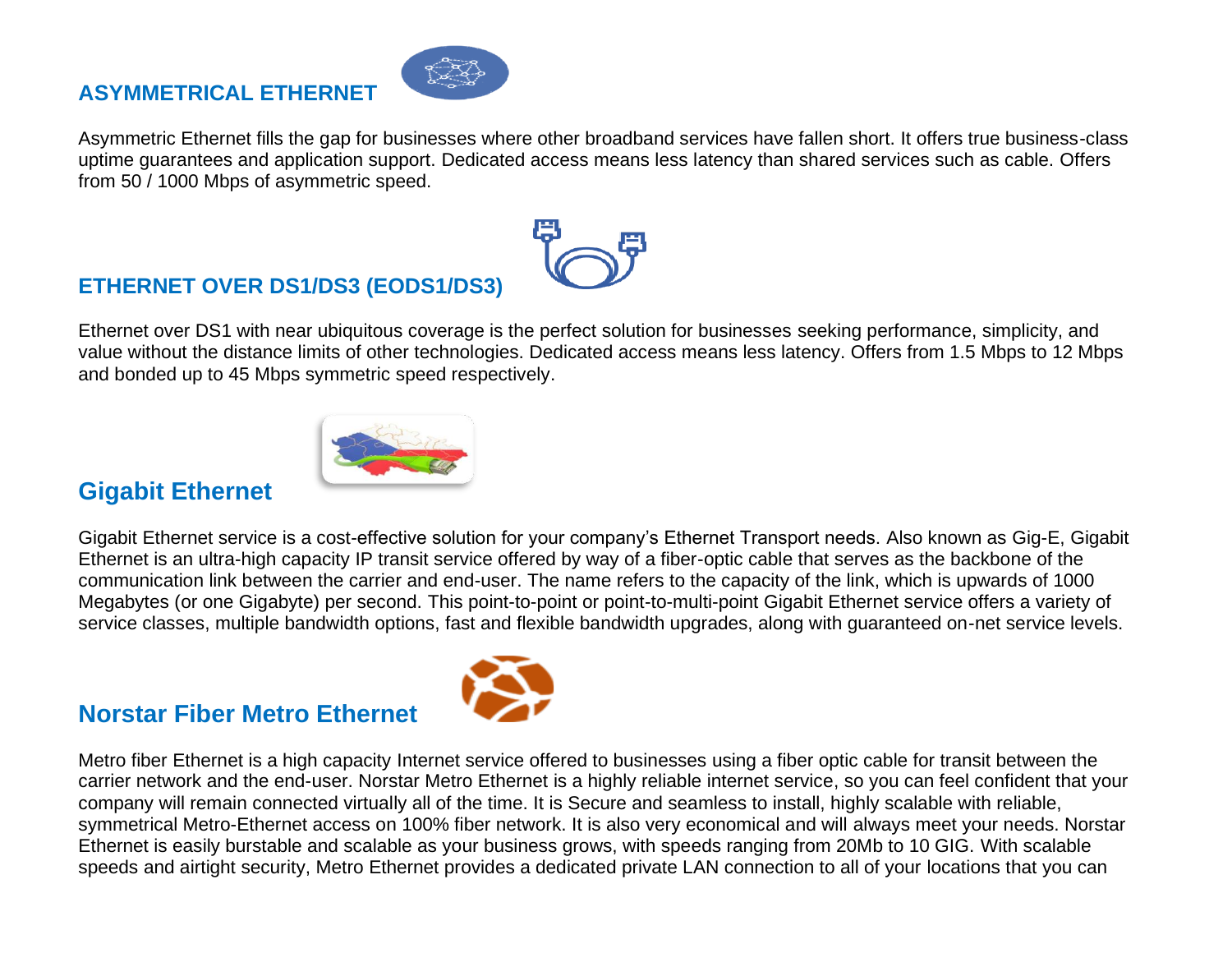## ASYMMETRICAL ETHERNET

Asymmetric Ethernet fills the gap for businesses where other broadband services have fallen short. It offers true business-class uptime guarantees and application support. Dedicated access means less latency than shared services such as cable. Offers from 50 / 1000 Mbps of asymmetric speed.

## ETHERNET OVER DS1/DS3 (EODS1/DS3)

Ethernet over DS1 with near ubiquitous coverage is the perfect solution for businesses seeking performance, simplicity, and value without the distance limits of other technologies. Dedicated access means less latency. Offers from 1.5 Mbps to 12 Mbps and bonded up to 45 Mbps symmetric speed respectively.

## Gigabit Ethernet

Gigabit Ethernet service is a cost-effective solution for your company's Ethernet Transport needs. Also known as Gig-E, Gigabit Ethernet is an ultra-high capacity IP transit service offered by way of a fiber-optic cable that serves as the backbone of the communication link between the carrier and end-user. The name refers to the capacity of the link, which is upwards of 1000 Megabytes (or one Gigabyte) per second. This point-to-point or point-to-multi-point Gigabit Ethernet service offers a variety of service classes, multiple bandwidth options, fast and flexible bandwidth upgrades, along with guaranteed on-net service levels.

## Norstar Fiber Metro Ethernet

Metro fiber Ethernet is a high capacity Internet service offered to businesses using a fiber optic cable for transit between the carrier network and the end-user. Norstar Metro Ethernet is a highly reliable internet service, so you can feel confident that your company will remain connected virtually all of the time. It is Secure and seamless to install, highly scalable with reliable, symmetrical Metro-Ethernet access on 100% fiber network. It is also very economical and will always meet your needs. Norstar Ethernet is easily burstable and scalable as your business grows, with speeds ranging from 20Mb to 10 GIG. With scalable speeds and airtight security, Metro Ethernet provides a dedicated private LAN connection to all of your locations that you can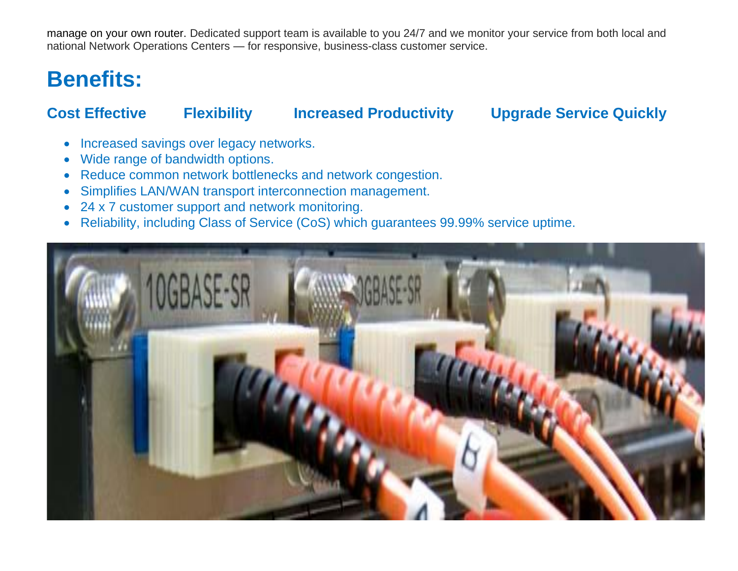manage on your own router. Dedicated support team is available to you 24/7 and we monitor your service from both local and national Network Operations Centers — for responsive, business-class customer service.

# Benefits:

**Cost Effective** **Flexibility** **Increased Productivity** **Upgrade Service Quickly**

- Increased savings over legacy networks.
- Wide range of bandwidth options.
- Reduce common network bottlenecks and network congestion.
- Simplifies LAN/WAN transport interconnection management.
- 24 x 7 customer support and network monitoring.
- Reliability, including Class of Service (CoS) which guarantees 99.99% service uptime.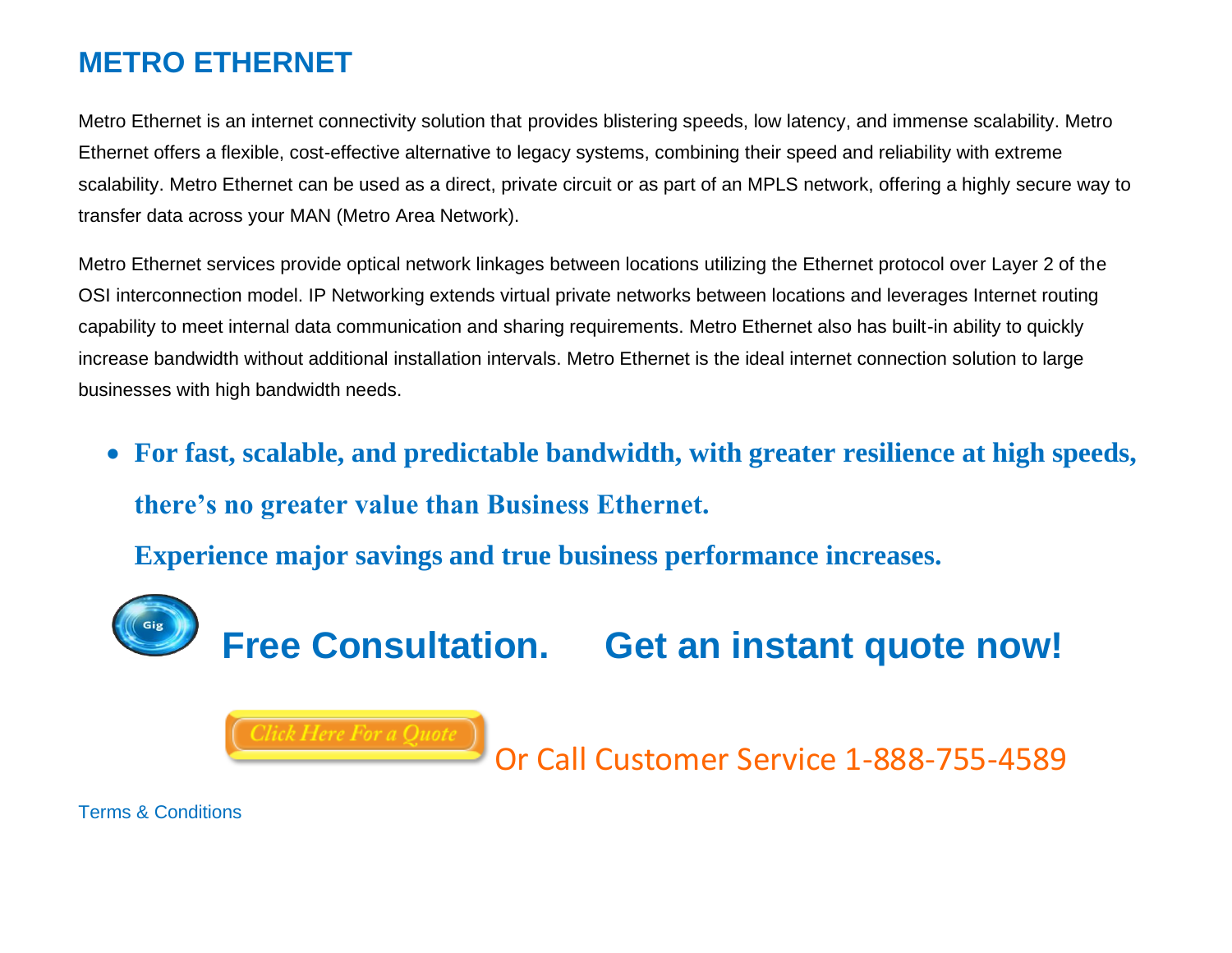# METRO ETHERNET

Metro Ethernet is an internet connectivity solution that provides blistering speeds, low latency, and immense scalability. Metro Ethernet offers a flexible, cost-effective alternative to legacy systems, combining their speed and reliability with extreme scalability. Metro Ethernet can be used as a direct, private circuit or as part of an MPLS network, offering a highly secure way to transfer data across your MAN (Metro Area Network).

Metro Ethernet services provide optical network linkages between locations utilizing the Ethernet protocol over Layer 2 of the OSI interconnection model. IP Networking extends virtual private networks between locations and leverages Internet routing capability to meet internal data communication and sharing requirements. Metro Ethernet also has built-in ability to quickly increase bandwidth without additional installation intervals. Metro Ethernet is the ideal internet connection solution to large businesses with high bandwidth needs.

- **For fast, scalable, and predictable bandwidth, with greater resilience at high speeds, there's no greater value than Business Ethernet.**

  **Experience major savings and true business performance increases.**

## Free Consultation. Get an instant quote now!

Click Here For a Quote Or Call Customer Service 1-888-755-4589

Terms & Conditions